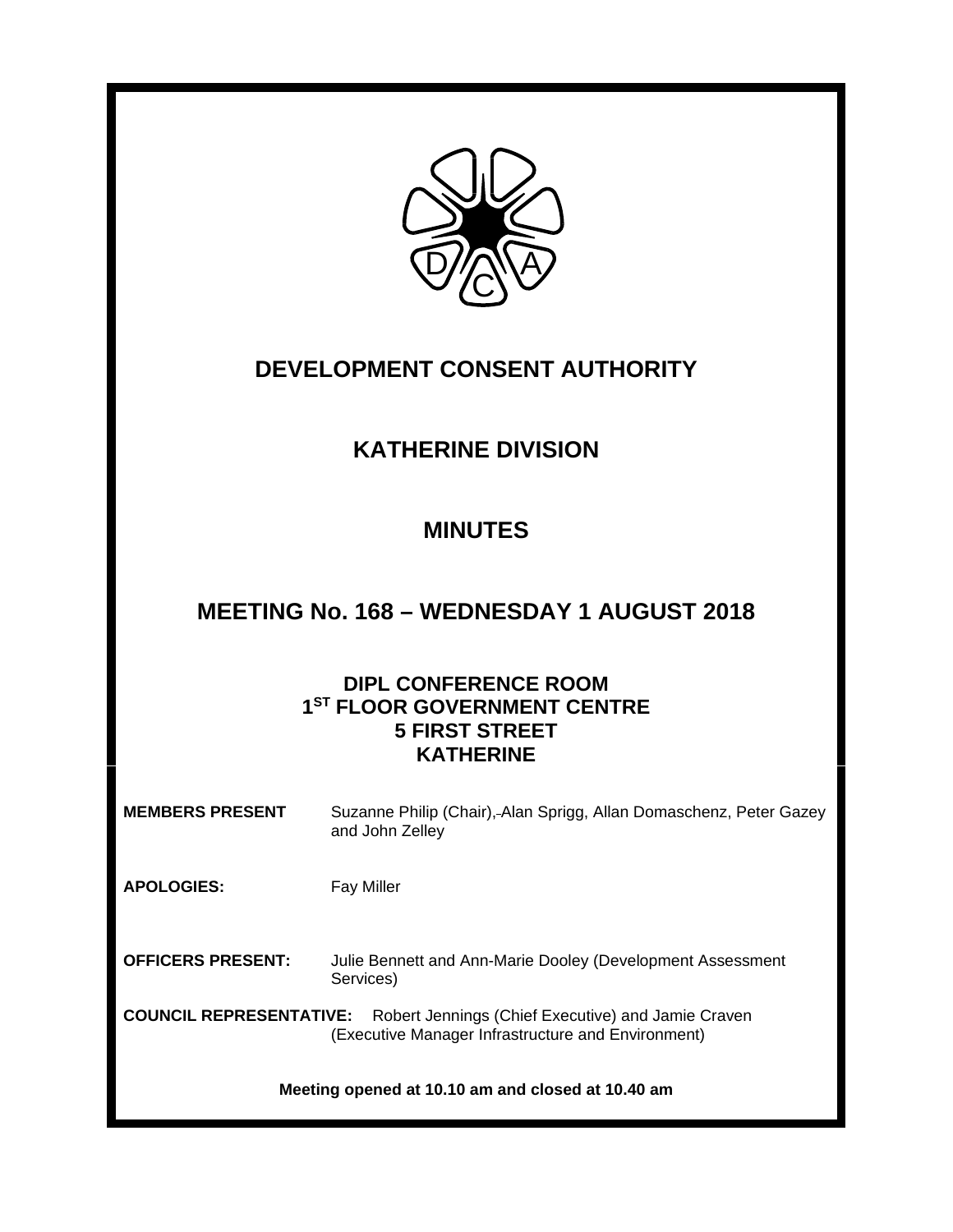# DEVELOPMENT CONSENT AUTHORITY

## KATHERINE DIVISION

## MINUTES

## MEETING No. 168 – WEDNESDAY 1 AUGUST 2018

**DIPL CONFERENCE ROOM**
**1ST FLOOR GOVERNMENT CENTRE**
**5 FIRST STREET**
**KATHERINE**

**MEMBERS PRESENT** Suzanne Philip (Chair), Alan Sprigg, Allan Domaschenz, Peter Gazey and John Zelley

**APOLOGIES:** Fay Miller

**OFFICERS PRESENT:** Julie Bennett and Ann-Marie Dooley (Development Assessment Services)

**COUNCIL REPRESENTATIVE:** Robert Jennings (Chief Executive) and Jamie Craven (Executive Manager Infrastructure and Environment)

**Meeting opened at 10.10 am and closed at 10.40 am**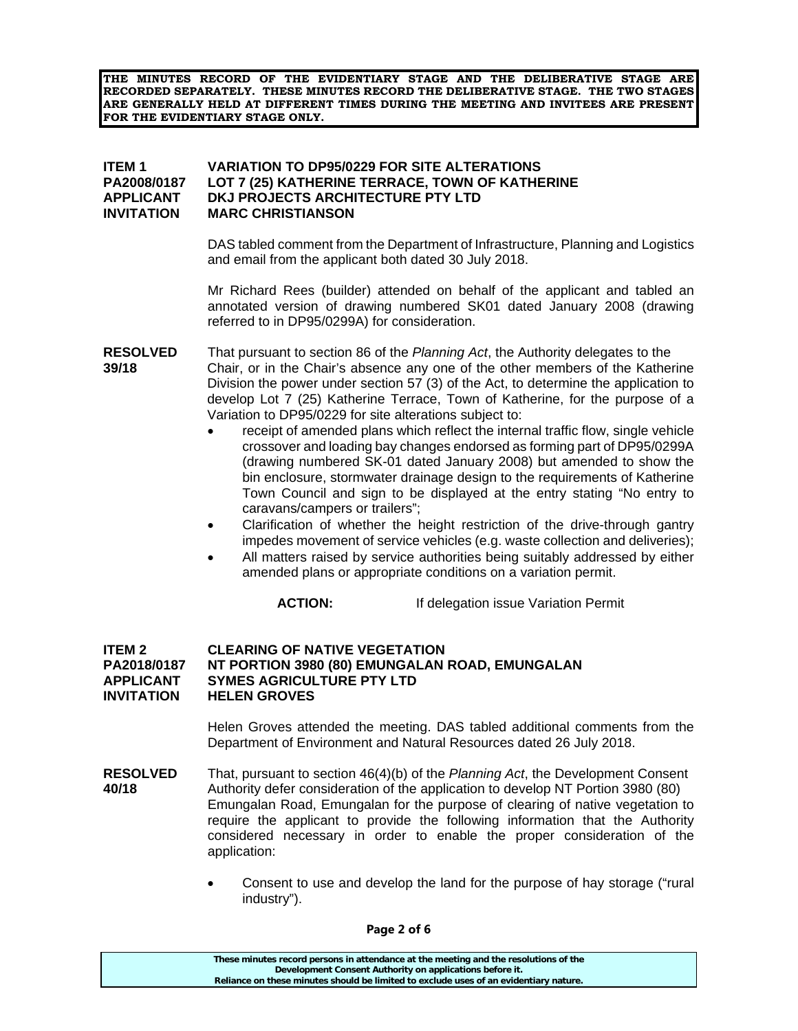**THE MINUTES RECORD OF THE EVIDENTIARY STAGE AND THE DELIBERATIVE STAGE ARE RECORDED SEPARATELY. THESE MINUTES RECORD THE DELIBERATIVE STAGE. THE TWO STAGES ARE GENERALLY HELD AT DIFFERENT TIMES DURING THE MEETING AND INVITEES ARE PRESENT FOR THE EVIDENTIARY STAGE ONLY.**

**ITEM 1 VARIATION TO DP95/0229 FOR SITE ALTERATIONS**
**PA2008/0187 LOT 7 (25) KATHERINE TERRACE, TOWN OF KATHERINE**
**APPLICANT DKJ PROJECTS ARCHITECTURE PTY LTD**
**INVITATION MARC CHRISTIANSON**

DAS tabled comment from the Department of Infrastructure, Planning and Logistics and email from the applicant both dated 30 July 2018.

Mr Richard Rees (builder) attended on behalf of the applicant and tabled an annotated version of drawing numbered SK01 dated January 2008 (drawing referred to in DP95/0299A) for consideration.

**RESOLVED 39/18**

That pursuant to section 86 of the *Planning Act*, the Authority delegates to the Chair, or in the Chair's absence any one of the other members of the Katherine Division the power under section 57 (3) of the Act, to determine the application to develop Lot 7 (25) Katherine Terrace, Town of Katherine, for the purpose of a Variation to DP95/0229 for site alterations subject to:

- receipt of amended plans which reflect the internal traffic flow, single vehicle crossover and loading bay changes endorsed as forming part of DP95/0299A (drawing numbered SK-01 dated January 2008) but amended to show the bin enclosure, stormwater drainage design to the requirements of Katherine Town Council and sign to be displayed at the entry stating "No entry to caravans/campers or trailers";
- Clarification of whether the height restriction of the drive-through gantry impedes movement of service vehicles (e.g. waste collection and deliveries);
- All matters raised by service authorities being suitably addressed by either amended plans or appropriate conditions on a variation permit.

**ACTION:** If delegation issue Variation Permit

**ITEM 2 CLEARING OF NATIVE VEGETATION**
**PA2018/0187 NT PORTION 3980 (80) EMUNGALAN ROAD, EMUNGALAN**
**APPLICANT SYMES AGRICULTURE PTY LTD**
**INVITATION HELEN GROVES**

Helen Groves attended the meeting. DAS tabled additional comments from the Department of Environment and Natural Resources dated 26 July 2018.

**RESOLVED 40/18**

That, pursuant to section 46(4)(b) of the *Planning Act*, the Development Consent Authority defer consideration of the application to develop NT Portion 3980 (80) Emungalan Road, Emungalan for the purpose of clearing of native vegetation to require the applicant to provide the following information that the Authority considered necessary in order to enable the proper consideration of the application:

- Consent to use and develop the land for the purpose of hay storage ("rural industry").

These minutes record persons in attendance at the meeting and the resolutions of the Development Consent Authority on applications before it. Reliance on these minutes should be limited to exclude uses of an evidentiary nature.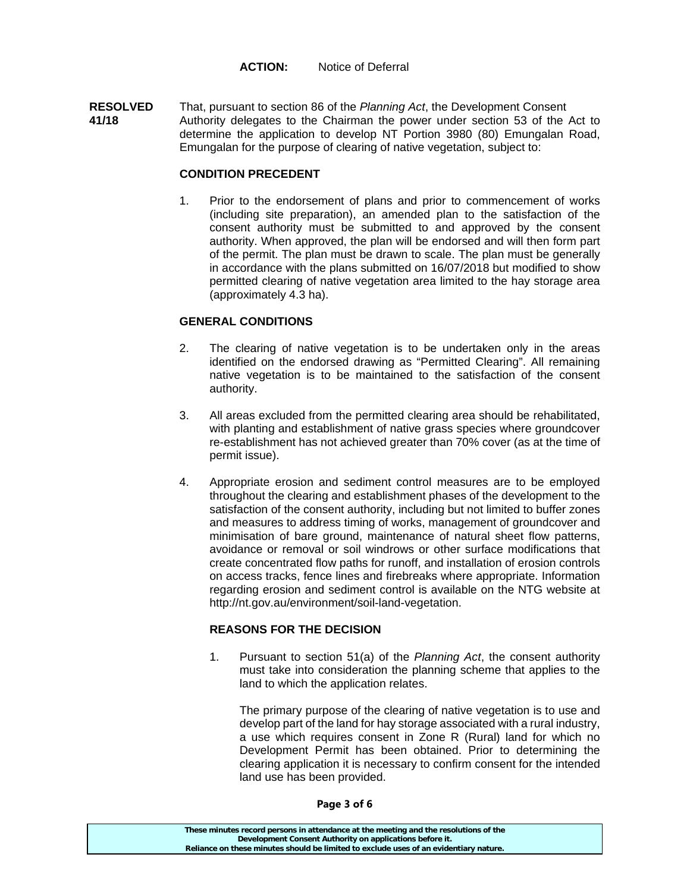**ACTION:** Notice of Deferral

**RESOLVED 41/18**

That, pursuant to section 86 of the *Planning Act*, the Development Consent Authority delegates to the Chairman the power under section 53 of the Act to determine the application to develop NT Portion 3980 (80) Emungalan Road, Emungalan for the purpose of clearing of native vegetation, subject to:

**CONDITION PRECEDENT**

1. Prior to the endorsement of plans and prior to commencement of works (including site preparation), an amended plan to the satisfaction of the consent authority must be submitted to and approved by the consent authority. When approved, the plan will be endorsed and will then form part of the permit. The plan must be drawn to scale. The plan must be generally in accordance with the plans submitted on 16/07/2018 but modified to show permitted clearing of native vegetation area limited to the hay storage area (approximately 4.3 ha).

**GENERAL CONDITIONS**

2. The clearing of native vegetation is to be undertaken only in the areas identified on the endorsed drawing as "Permitted Clearing". All remaining native vegetation is to be maintained to the satisfaction of the consent authority.

3. All areas excluded from the permitted clearing area should be rehabilitated, with planting and establishment of native grass species where groundcover re-establishment has not achieved greater than 70% cover (as at the time of permit issue).

4. Appropriate erosion and sediment control measures are to be employed throughout the clearing and establishment phases of the development to the satisfaction of the consent authority, including but not limited to buffer zones and measures to address timing of works, management of groundcover and minimisation of bare ground, maintenance of natural sheet flow patterns, avoidance or removal or soil windrows or other surface modifications that create concentrated flow paths for runoff, and installation of erosion controls on access tracks, fence lines and firebreaks where appropriate. Information regarding erosion and sediment control is available on the NTG website at http://nt.gov.au/environment/soil-land-vegetation.

**REASONS FOR THE DECISION**

1. Pursuant to section 51(a) of the *Planning Act*, the consent authority must take into consideration the planning scheme that applies to the land to which the application relates.

   The primary purpose of the clearing of native vegetation is to use and develop part of the land for hay storage associated with a rural industry, a use which requires consent in Zone R (Rural) land for which no Development Permit has been obtained. Prior to determining the clearing application it is necessary to confirm consent for the intended land use has been provided.

These minutes record persons in attendance at the meeting and the resolutions of the Development Consent Authority on applications before it.
Reliance on these minutes should be limited to exclude uses of an evidentiary nature.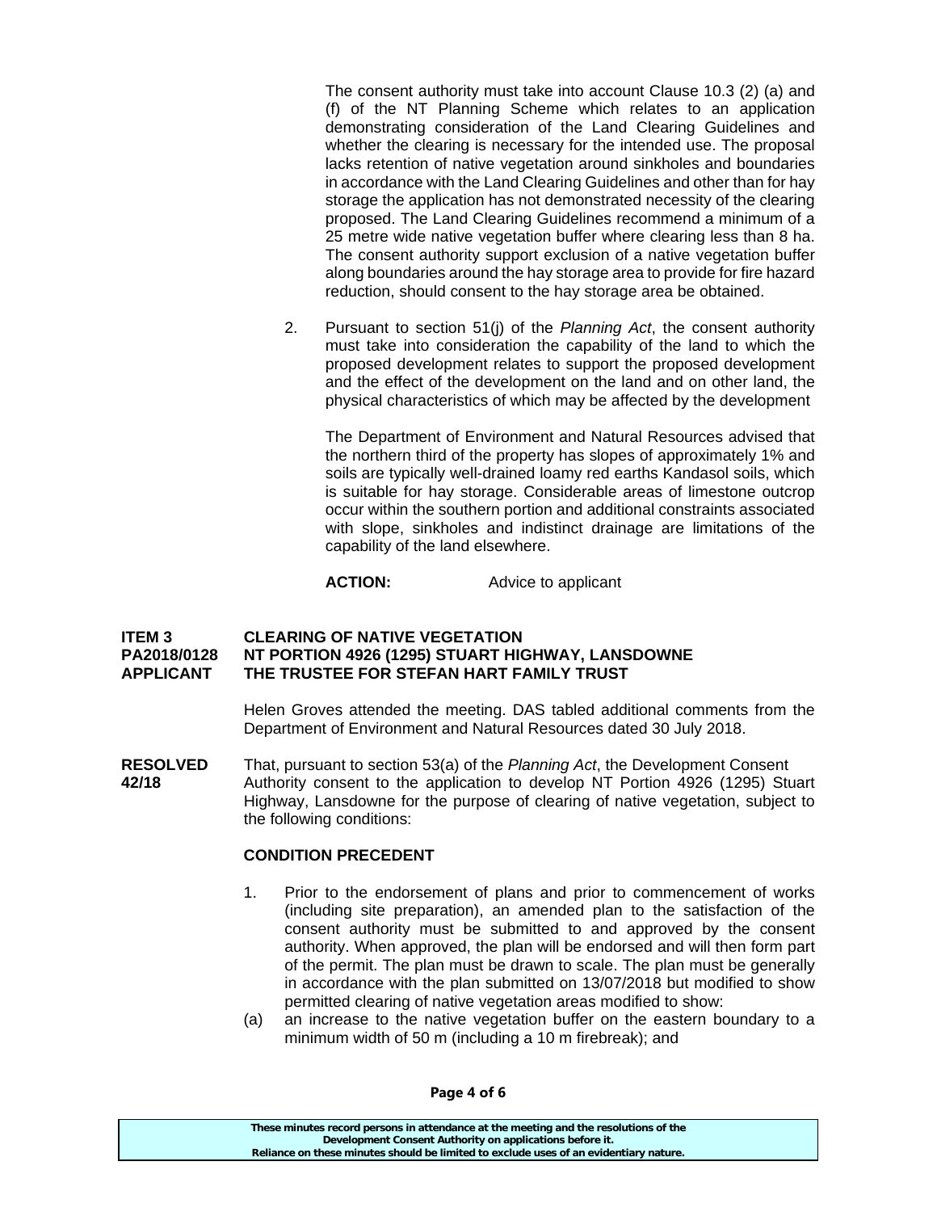The consent authority must take into account Clause 10.3 (2) (a) and (f) of the NT Planning Scheme which relates to an application demonstrating consideration of the Land Clearing Guidelines and whether the clearing is necessary for the intended use. The proposal lacks retention of native vegetation around sinkholes and boundaries in accordance with the Land Clearing Guidelines and other than for hay storage the application has not demonstrated necessity of the clearing proposed. The Land Clearing Guidelines recommend a minimum of a 25 metre wide native vegetation buffer where clearing less than 8 ha. The consent authority support exclusion of a native vegetation buffer along boundaries around the hay storage area to provide for fire hazard reduction, should consent to the hay storage area be obtained.

2. Pursuant to section 51(j) of the *Planning Act*, the consent authority must take into consideration the capability of the land to which the proposed development relates to support the proposed development and the effect of the development on the land and on other land, the physical characteristics of which may be affected by the development

   The Department of Environment and Natural Resources advised that the northern third of the property has slopes of approximately 1% and soils are typically well-drained loamy red earths Kandasol soils, which is suitable for hay storage. Considerable areas of limestone outcrop occur within the southern portion and additional constraints associated with slope, sinkholes and indistinct drainage are limitations of the capability of the land elsewhere.

   **ACTION:** Advice to applicant

**ITEM 3 CLEARING OF NATIVE VEGETATION**
**PA2018/0128 NT PORTION 4926 (1295) STUART HIGHWAY, LANSDOWNE**
**APPLICANT THE TRUSTEE FOR STEFAN HART FAMILY TRUST**

Helen Groves attended the meeting. DAS tabled additional comments from the Department of Environment and Natural Resources dated 30 July 2018.

**RESOLVED 42/18** That, pursuant to section 53(a) of the *Planning Act*, the Development Consent Authority consent to the application to develop NT Portion 4926 (1295) Stuart Highway, Lansdowne for the purpose of clearing of native vegetation, subject to the following conditions:

**CONDITION PRECEDENT**

1. Prior to the endorsement of plans and prior to commencement of works (including site preparation), an amended plan to the satisfaction of the consent authority must be submitted to and approved by the consent authority. When approved, the plan will be endorsed and will then form part of the permit. The plan must be drawn to scale. The plan must be generally in accordance with the plan submitted on 13/07/2018 but modified to show permitted clearing of native vegetation areas modified to show:

(a) an increase to the native vegetation buffer on the eastern boundary to a minimum width of 50 m (including a 10 m firebreak); and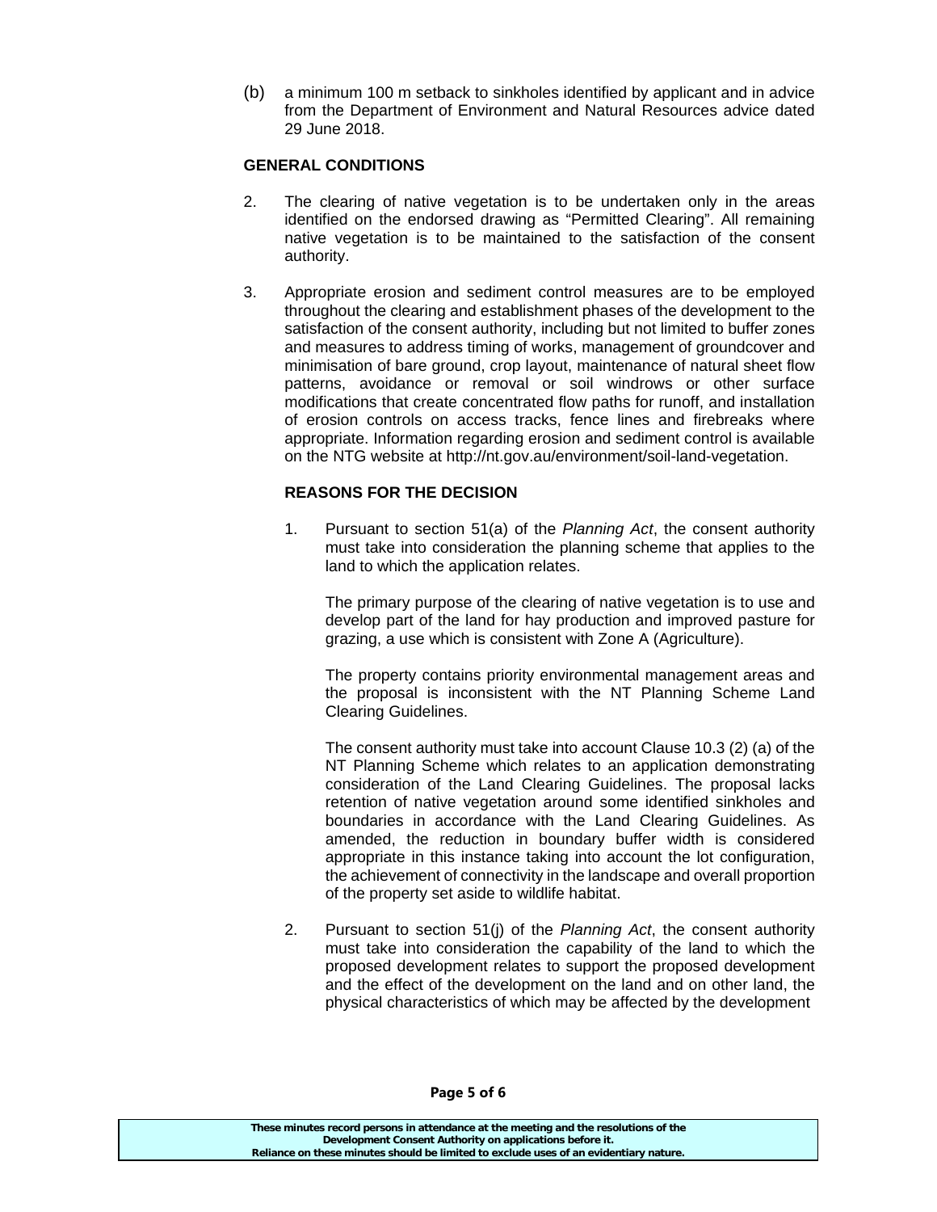(b) a minimum 100 m setback to sinkholes identified by applicant and in advice from the Department of Environment and Natural Resources advice dated 29 June 2018.

**GENERAL CONDITIONS**

2. The clearing of native vegetation is to be undertaken only in the areas identified on the endorsed drawing as "Permitted Clearing". All remaining native vegetation is to be maintained to the satisfaction of the consent authority.

3. Appropriate erosion and sediment control measures are to be employed throughout the clearing and establishment phases of the development to the satisfaction of the consent authority, including but not limited to buffer zones and measures to address timing of works, management of groundcover and minimisation of bare ground, crop layout, maintenance of natural sheet flow patterns, avoidance or removal or soil windrows or other surface modifications that create concentrated flow paths for runoff, and installation of erosion controls on access tracks, fence lines and firebreaks where appropriate. Information regarding erosion and sediment control is available on the NTG website at http://nt.gov.au/environment/soil-land-vegetation.

**REASONS FOR THE DECISION**

1. Pursuant to section 51(a) of the *Planning Act*, the consent authority must take into consideration the planning scheme that applies to the land to which the application relates.

   The primary purpose of the clearing of native vegetation is to use and develop part of the land for hay production and improved pasture for grazing, a use which is consistent with Zone A (Agriculture).

   The property contains priority environmental management areas and the proposal is inconsistent with the NT Planning Scheme Land Clearing Guidelines.

   The consent authority must take into account Clause 10.3 (2) (a) of the NT Planning Scheme which relates to an application demonstrating consideration of the Land Clearing Guidelines. The proposal lacks retention of native vegetation around some identified sinkholes and boundaries in accordance with the Land Clearing Guidelines. As amended, the reduction in boundary buffer width is considered appropriate in this instance taking into account the lot configuration, the achievement of connectivity in the landscape and overall proportion of the property set aside to wildlife habitat.

2. Pursuant to section 51(j) of the *Planning Act*, the consent authority must take into consideration the capability of the land to which the proposed development relates to support the proposed development and the effect of the development on the land and on other land, the physical characteristics of which may be affected by the development

**These minutes record persons in attendance at the meeting and the resolutions of the Development Consent Authority on applications before it. Reliance on these minutes should be limited to exclude uses of an evidentiary nature.**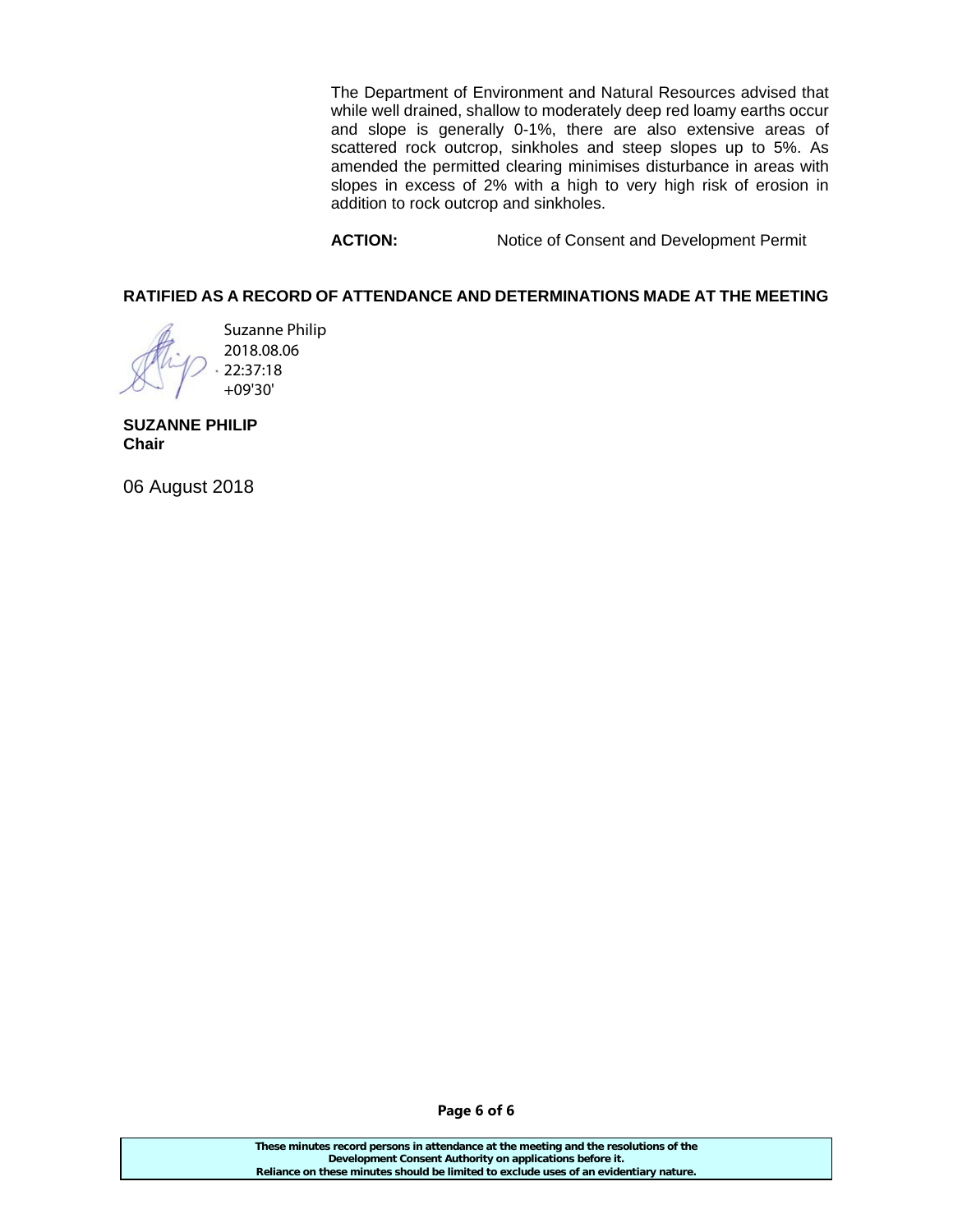The Department of Environment and Natural Resources advised that while well drained, shallow to moderately deep red loamy earths occur and slope is generally 0-1%, there are also extensive areas of scattered rock outcrop, sinkholes and steep slopes up to 5%. As amended the permitted clearing minimises disturbance in areas with slopes in excess of 2% with a high to very high risk of erosion in addition to rock outcrop and sinkholes.

**ACTION:** Notice of Consent and Development Permit

**RATIFIED AS A RECORD OF ATTENDANCE AND DETERMINATIONS MADE AT THE MEETING**

Suzanne Philip
2018.08.06
22:37:18
+09'30'

**SUZANNE PHILIP**
**Chair**

06 August 2018

These minutes record persons in attendance at the meeting and the resolutions of the Development Consent Authority on applications before it.
Reliance on these minutes should be limited to exclude uses of an evidentiary nature.